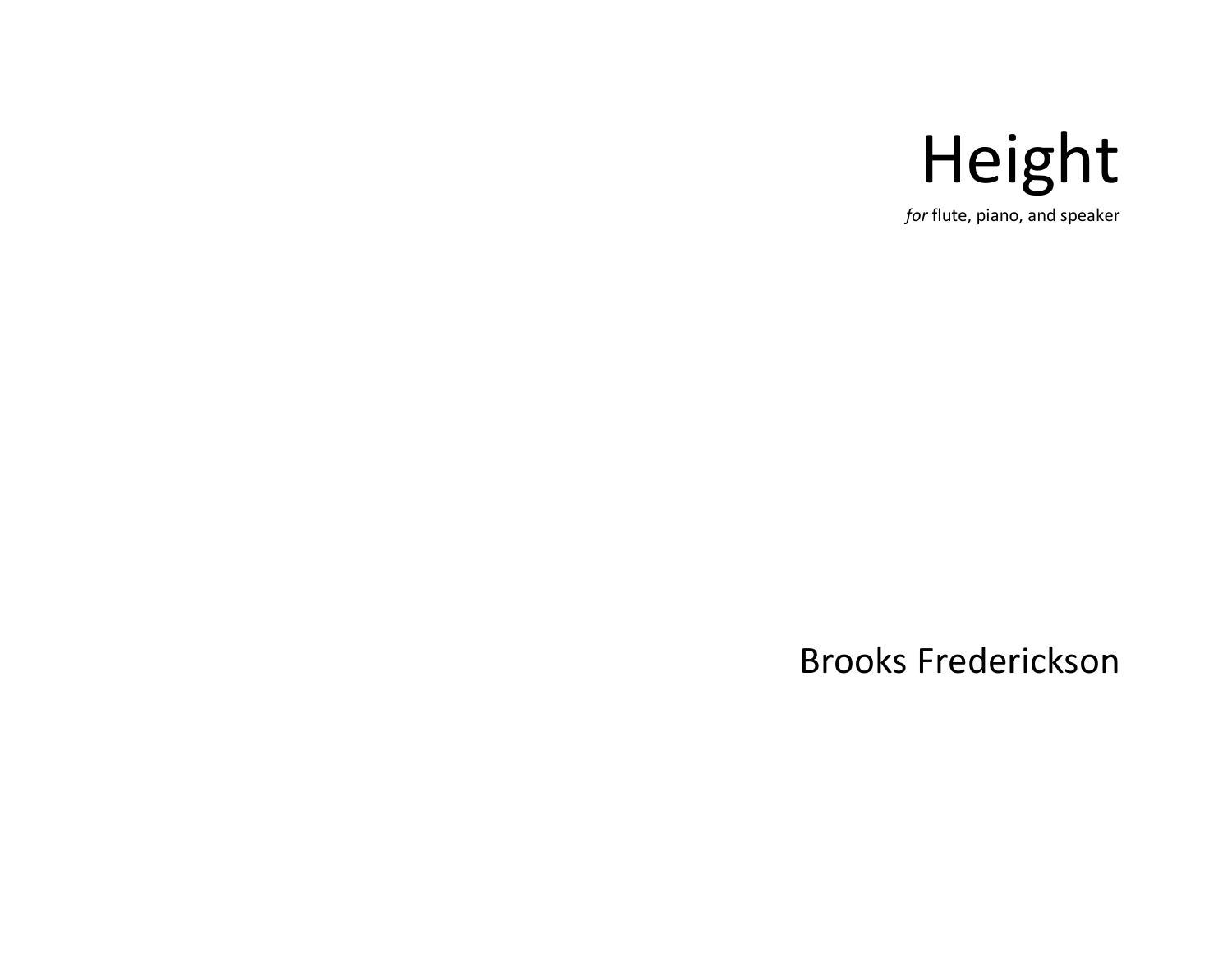# Height

*for* flute, piano, and speaker

Brooks Frederickson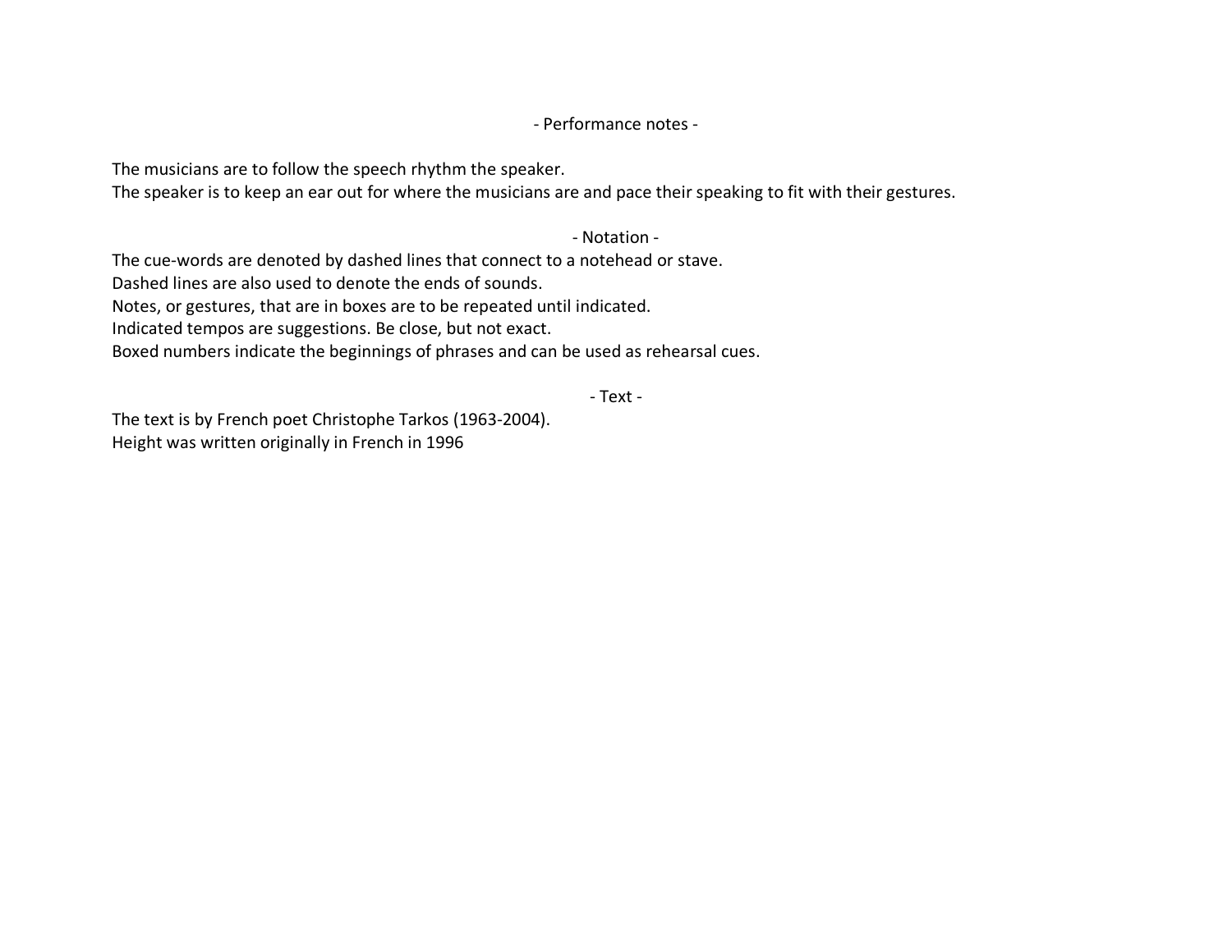## - Performance notes -

The musicians are to follow the speech rhythm the speaker.
The speaker is to keep an ear out for where the musicians are and pace their speaking to fit with their gestures.

## - Notation -

The cue-words are denoted by dashed lines that connect to a notehead or stave.
Dashed lines are also used to denote the ends of sounds.
Notes, or gestures, that are in boxes are to be repeated until indicated.
Indicated tempos are suggestions. Be close, but not exact.
Boxed numbers indicate the beginnings of phrases and can be used as rehearsal cues.

## - Text -

The text is by French poet Christophe Tarkos (1963-2004).
Height was written originally in French in 1996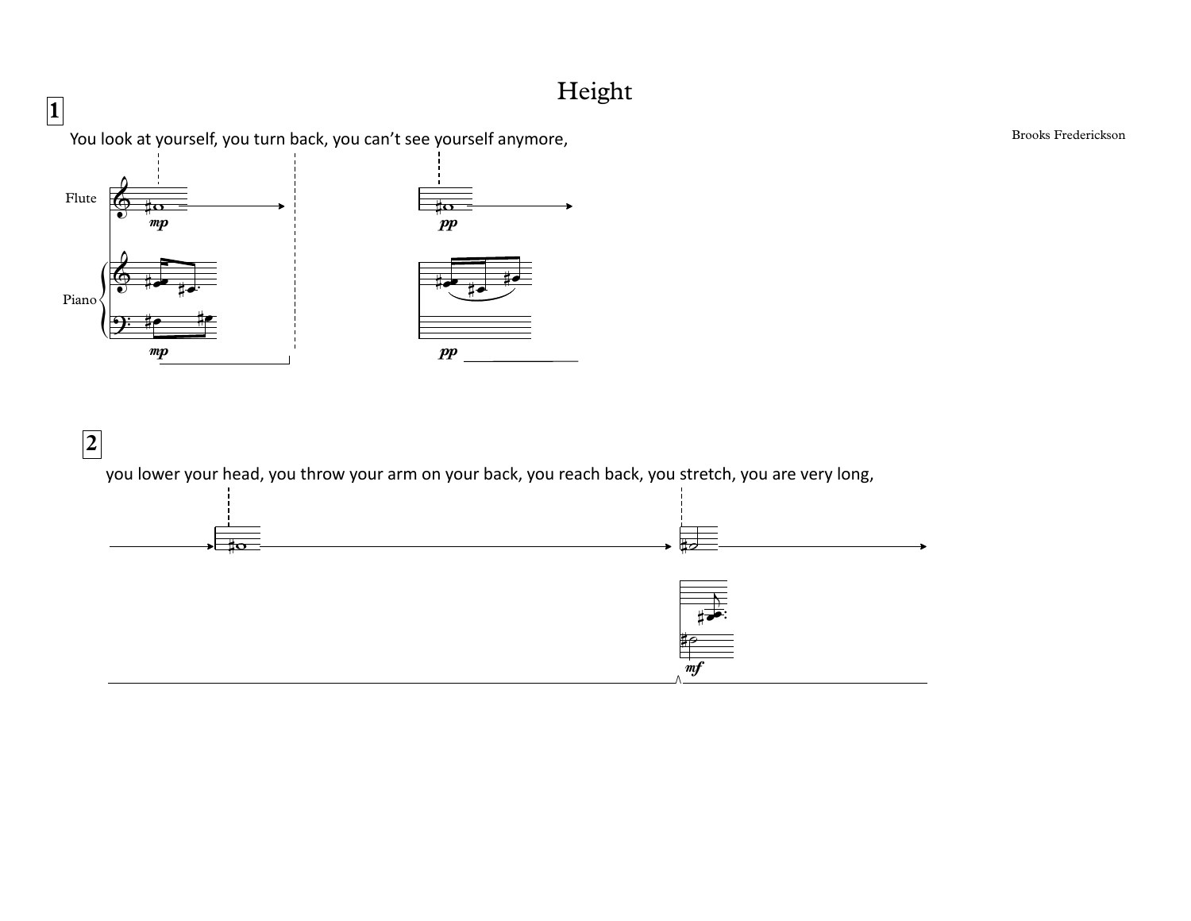# Height

Brooks Frederickson

**1**

You look at yourself, you turn back, you can't see yourself anymore,

Flute

Piano

*mp*

*mp*

*pp*

*pp*

**2**

you lower your head, you throw your arm on your back, you reach back, you stretch, you are very long,

*mf*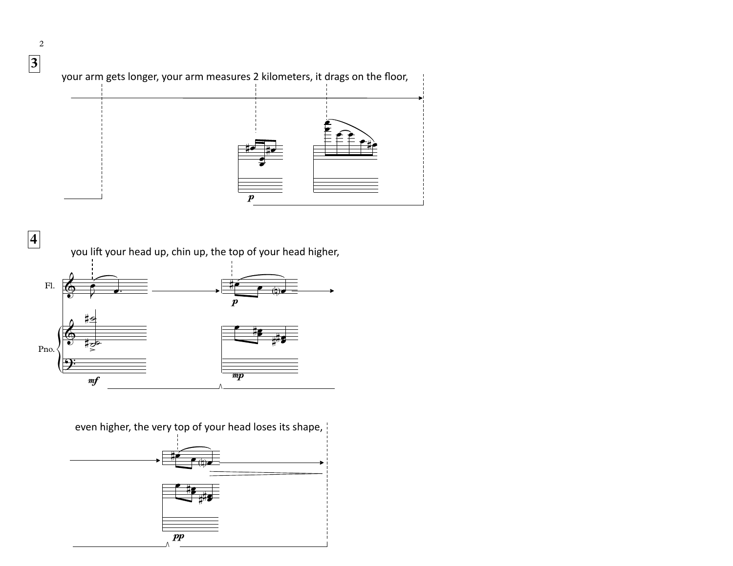**3**

your arm gets longer, your arm measures 2 kilometers, it drags on the floor,

**4**

you lift your head up, chin up, the top of your head higher,

Fl.

Pno.

even higher, the very top of your head loses its shape,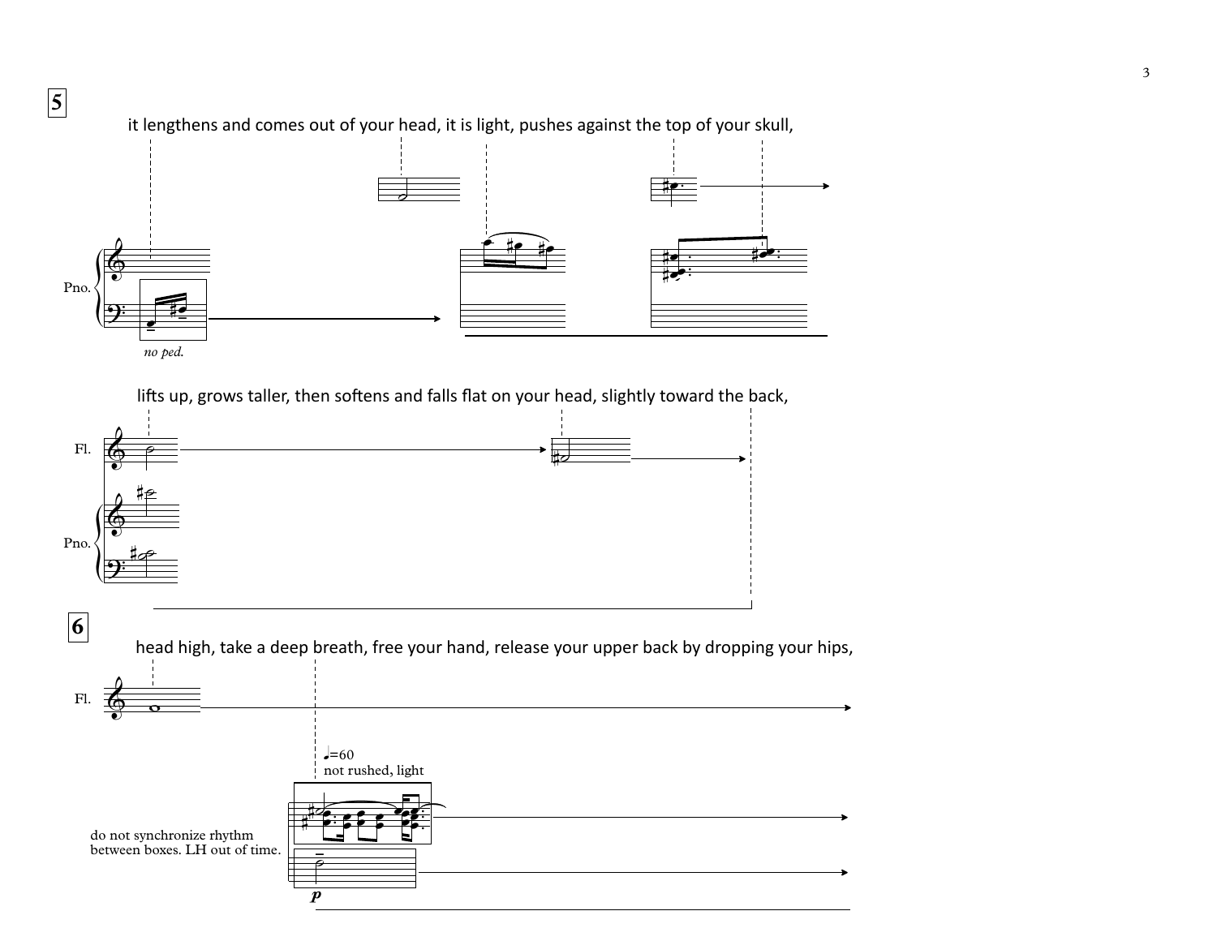**5**

it lengthens and comes out of your head, it is light, pushes against the top of your skull,

Pno.

*no ped.*

lifts up, grows taller, then softens and falls flat on your head, slightly toward the back,

Fl.

Pno.

**6**

head high, take a deep breath, free your hand, release your upper back by dropping your hips,

Fl.

♩=60
not rushed, light

do not synchronize rhythm between boxes. LH out of time.

***p***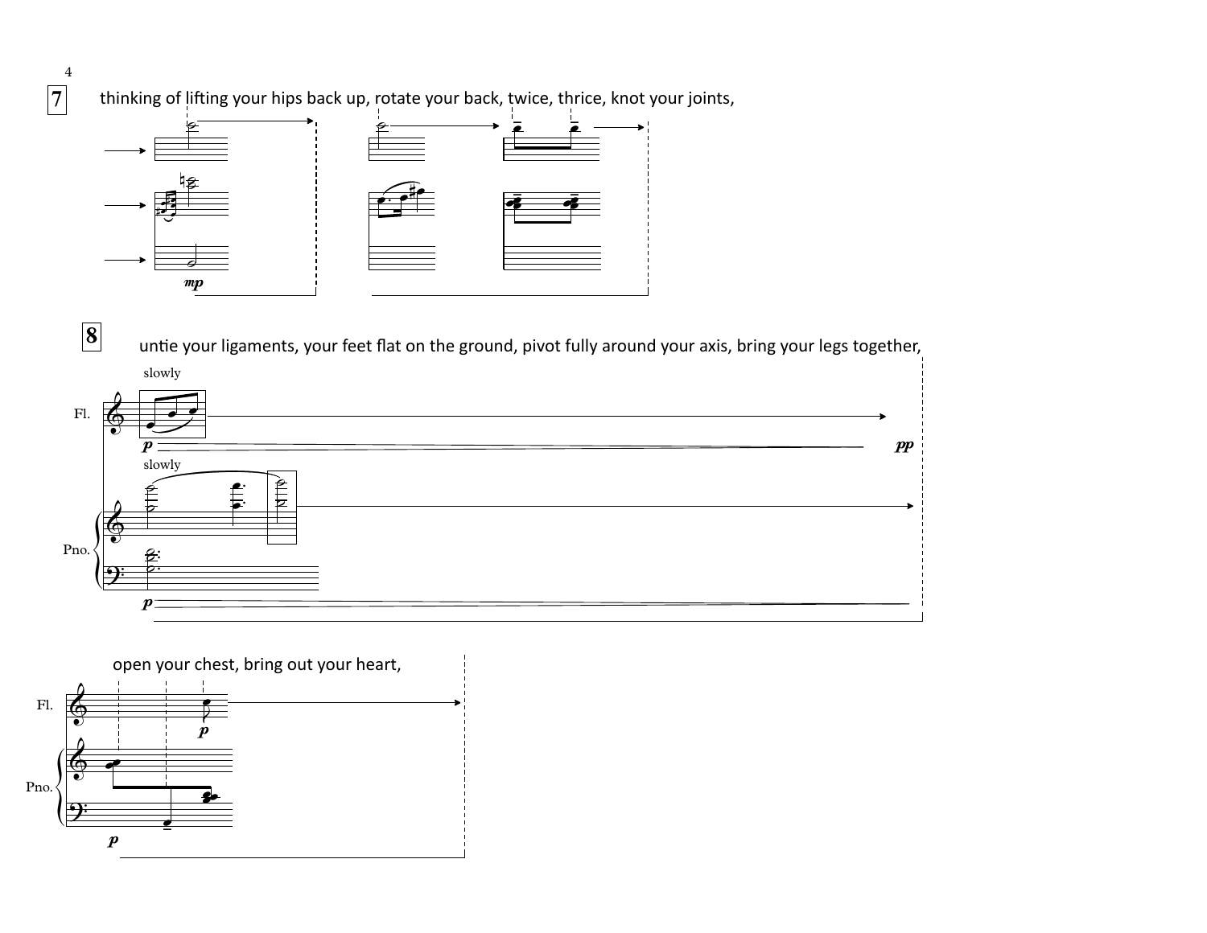**7** thinking of lifting your hips back up, rotate your back, twice, thrice, knot your joints,

*mp*

**8** untie your ligaments, your feet flat on the ground, pivot fully around your axis, bring your legs together,

slowly

Fl.

*p* *pp*

slowly

Pno.

*p*

open your chest, bring out your heart,

Fl.

*p*

Pno.

*p*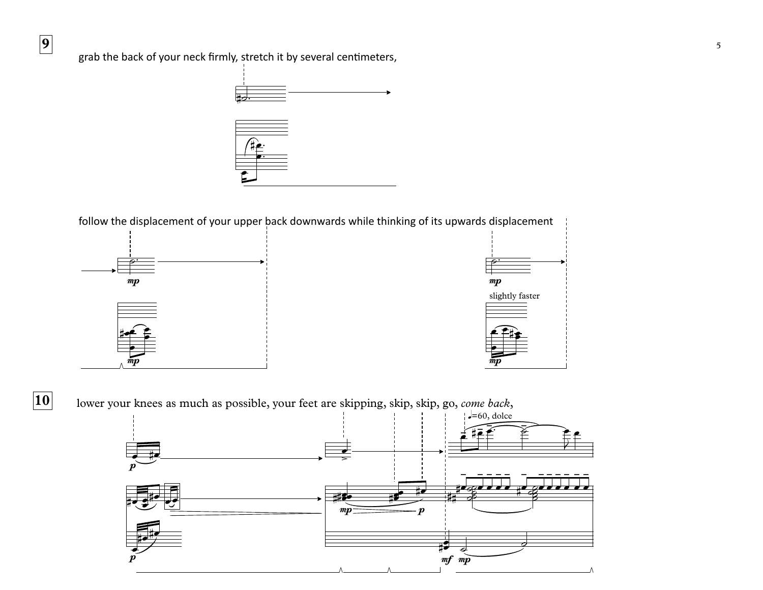**9**

grab the back of your neck firmly, stretch it by several centimeters,

follow the displacement of your upper back downwards while thinking of its upwards displacement

*mp*

*mp*

*mp*

slightly faster

*mp*

**10**

lower your knees as much as possible, your feet are skipping, skip, skip, go, *come back*,

♩=60, dolce

*p*

*p*

*mp* *p*

*mf* *mp*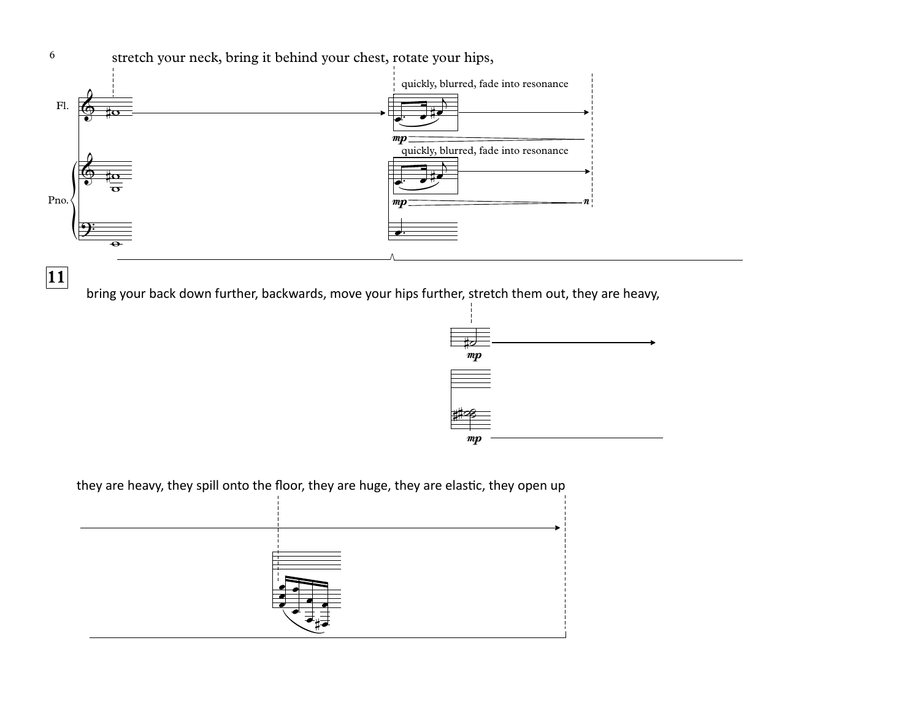stretch your neck, bring it behind your chest, rotate your hips,

Fl.

quickly, blurred, fade into resonance

*mp*

Pno.

quickly, blurred, fade into resonance

*mp* *n*

**11**

bring your back down further, backwards, move your hips further, stretch them out, they are heavy,

*mp*

*mp*

they are heavy, they spill onto the floor, they are huge, they are elastic, they open up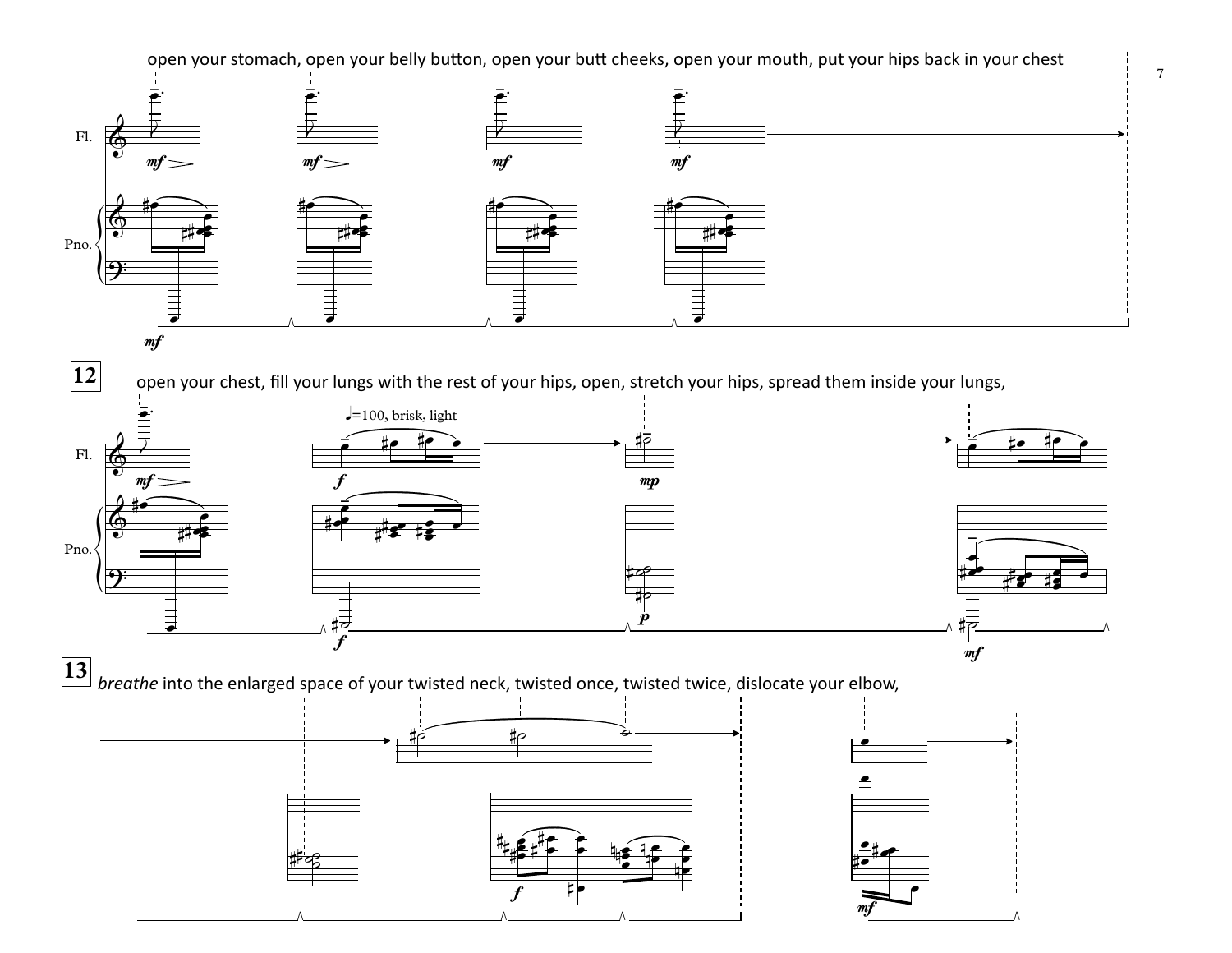open your stomach, open your belly button, open your butt cheeks, open your mouth, put your hips back in your chest

Fl.

Pno.

**12**

open your chest, fill your lungs with the rest of your hips, open, stretch your hips, spread them inside your lungs,

♩=100, brisk, light

**13**

*breathe* into the enlarged space of your twisted neck, twisted once, twisted twice, dislocate your elbow,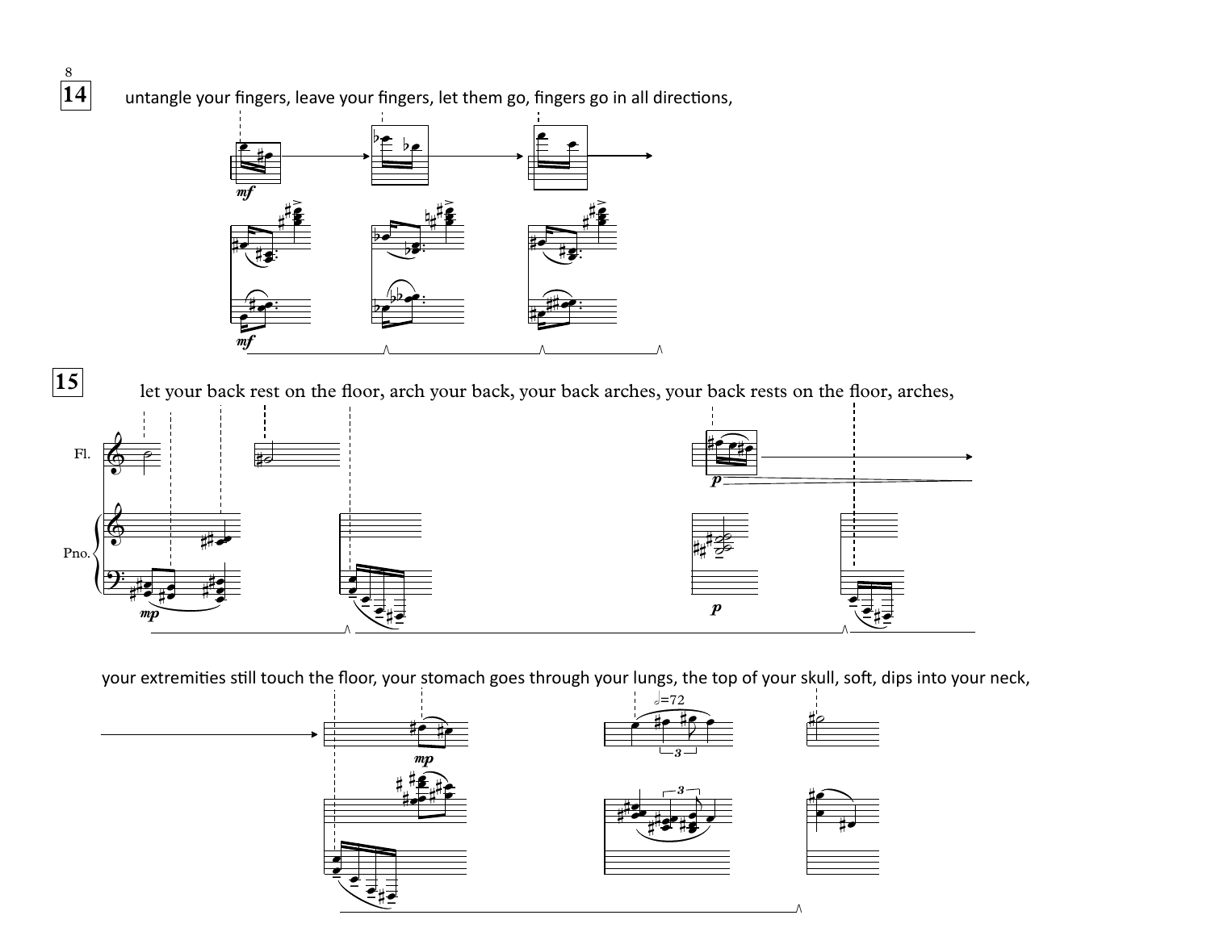**14**

untangle your fingers, leave your fingers, let them go, fingers go in all directions,

**15**

let your back rest on the floor, arch your back, your back arches, your back rests on the floor, arches,

Fl.

Pno.

your extremities still touch the floor, your stomach goes through your lungs, the top of your skull, soft, dips into your neck,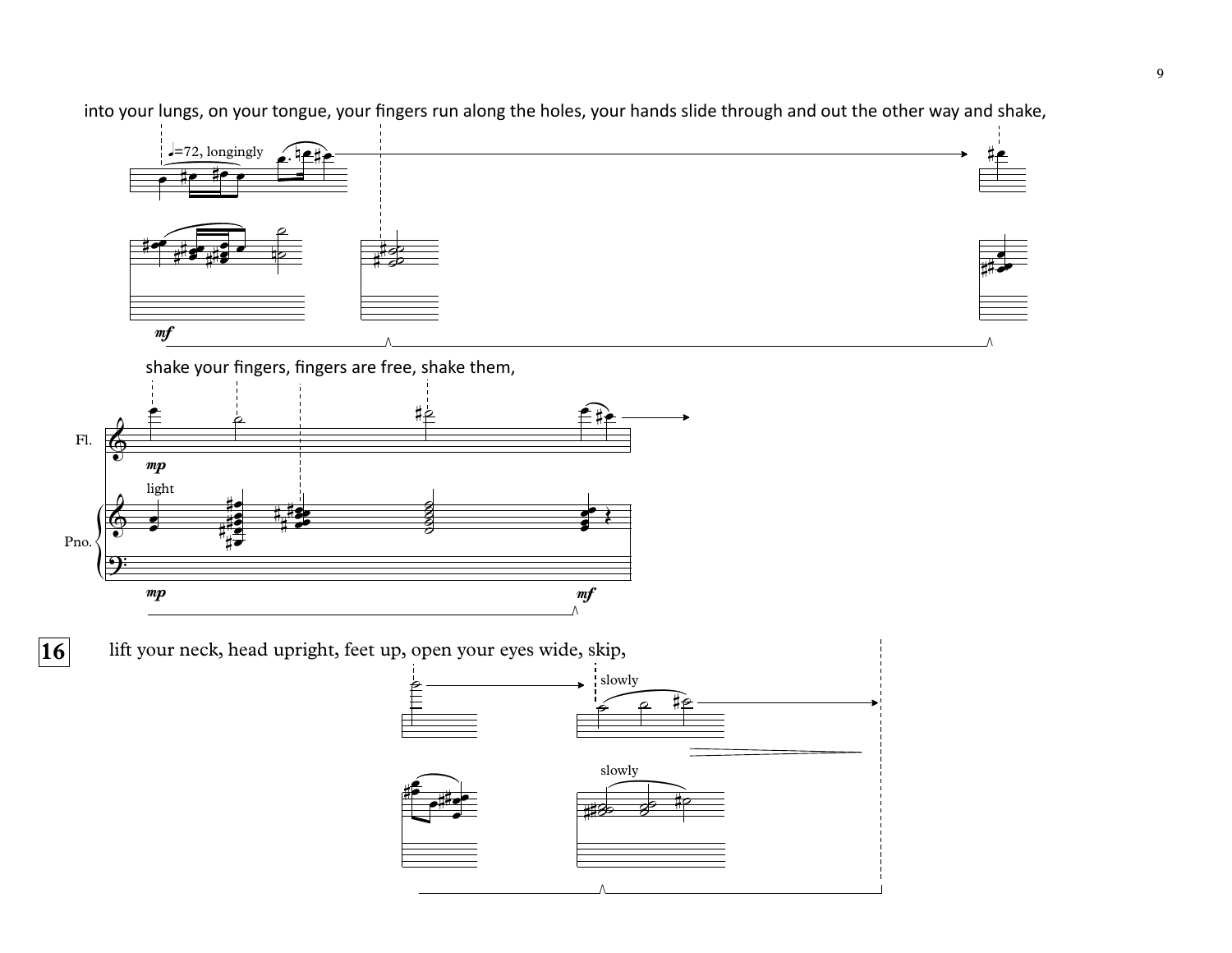into your lungs, on your tongue, your fingers run along the holes, your hands slide through and out the other way and shake,

shake your fingers, fingers are free, shake them,

**16**

lift your neck, head upright, feet up, open your eyes wide, skip,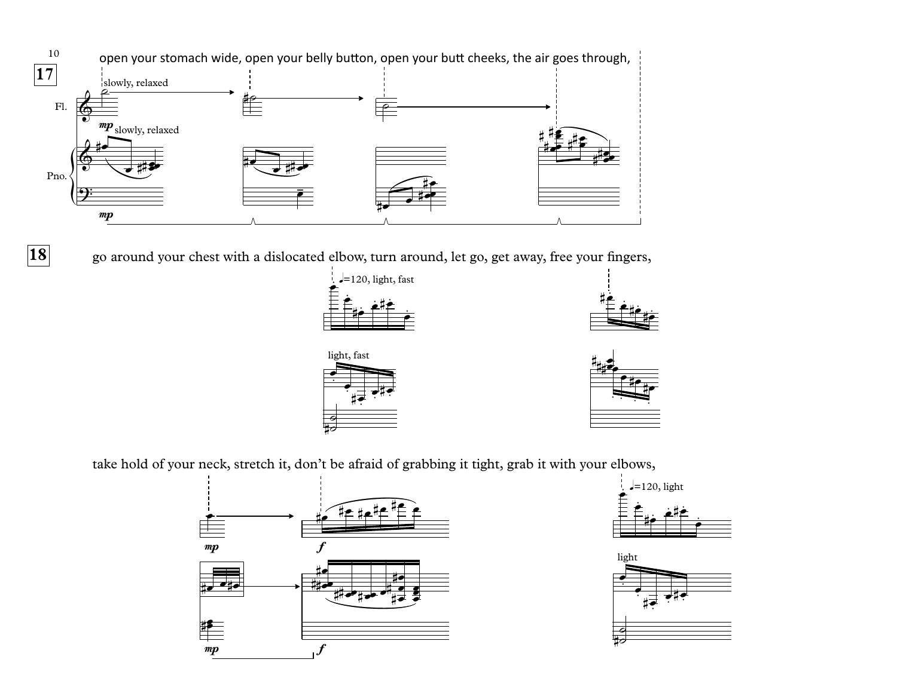**17**

open your stomach wide, open your belly button, open your butt cheeks, the air goes through,

Fl. — slowly, relaxed — *mp*

Pno. — slowly, relaxed — *mp*

**18**

go around your chest with a dislocated elbow, turn around, let go, get away, free your fingers,

♩=120, light, fast

light, fast

take hold of your neck, stretch it, don't be afraid of grabbing it tight, grab it with your elbows,

*mp* *f*

*mp* *f*

♩=120, light

light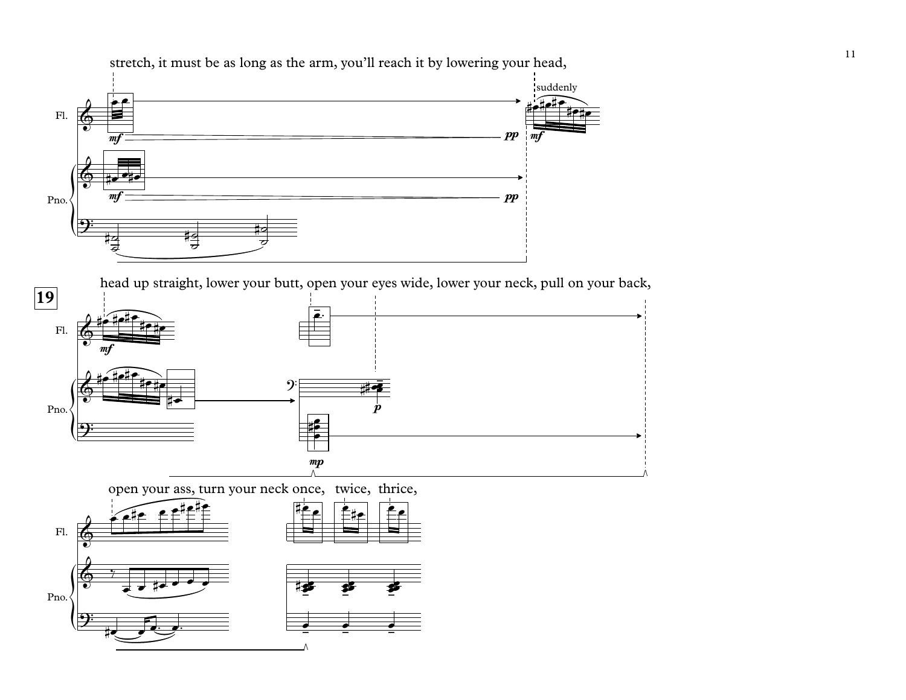stretch, it must be as long as the arm, you'll reach it by lowering your head,

**19**

head up straight, lower your butt, open your eyes wide, lower your neck, pull on your back,

open your ass, turn your neck once, twice, thrice,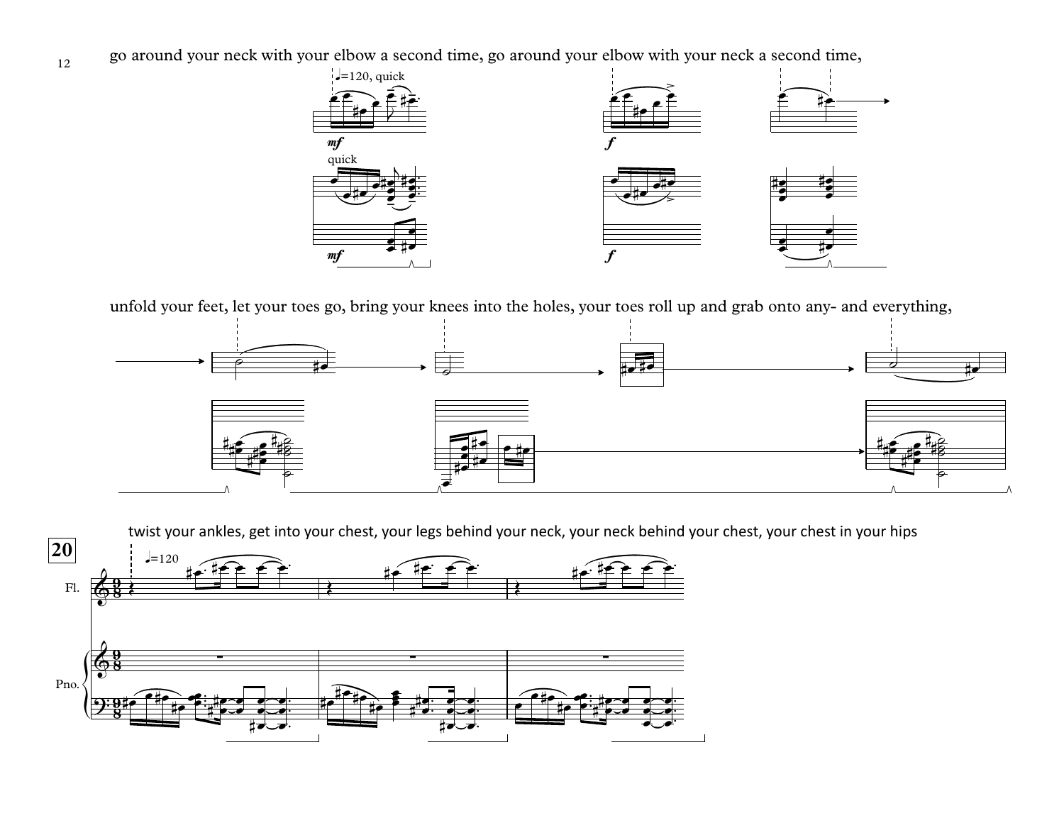go around your neck with your elbow a second time, go around your elbow with your neck a second time,

unfold your feet, let your toes go, bring your knees into the holes, your toes roll up and grab onto any- and everything,

twist your ankles, get into your chest, your legs behind your neck, your neck behind your chest, your chest in your hips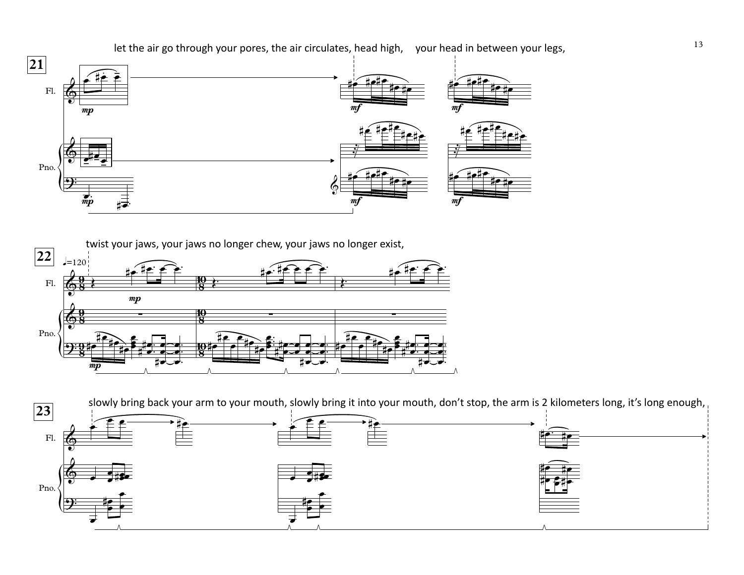**21**

let the air go through your pores, the air circulates, head high, your head in between your legs,

**22**

twist your jaws, your jaws no longer chew, your jaws no longer exist,

**23**

slowly bring back your arm to your mouth, slowly bring it into your mouth, don't stop, the arm is 2 kilometers long, it's long enough,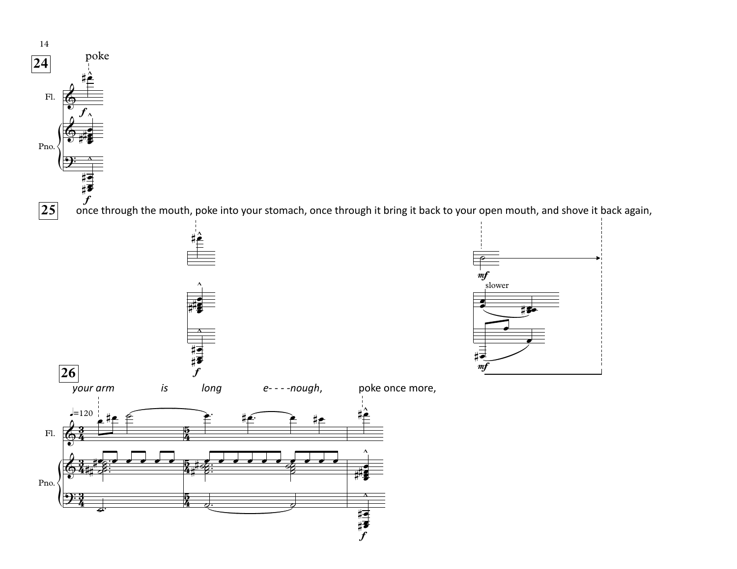**24**

poke

**25**

once through the mouth, poke into your stomach, once through it bring it back to your open mouth, and shove it back again,

slower

**26**

*your arm* *is* *long* *e- - - -nough,* poke once more,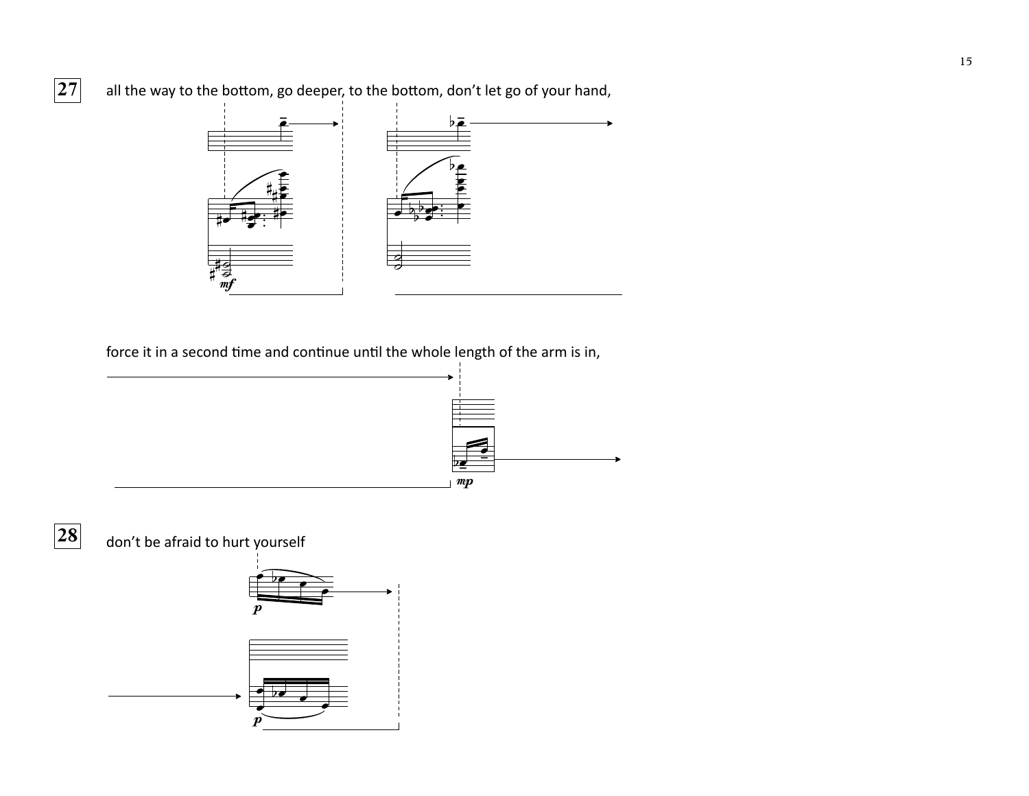**27** all the way to the bottom, go deeper, to the bottom, don't let go of your hand,

*mf*

force it in a second time and continue until the whole length of the arm is in,

*mp*

**28** don't be afraid to hurt yourself

*p*

*p*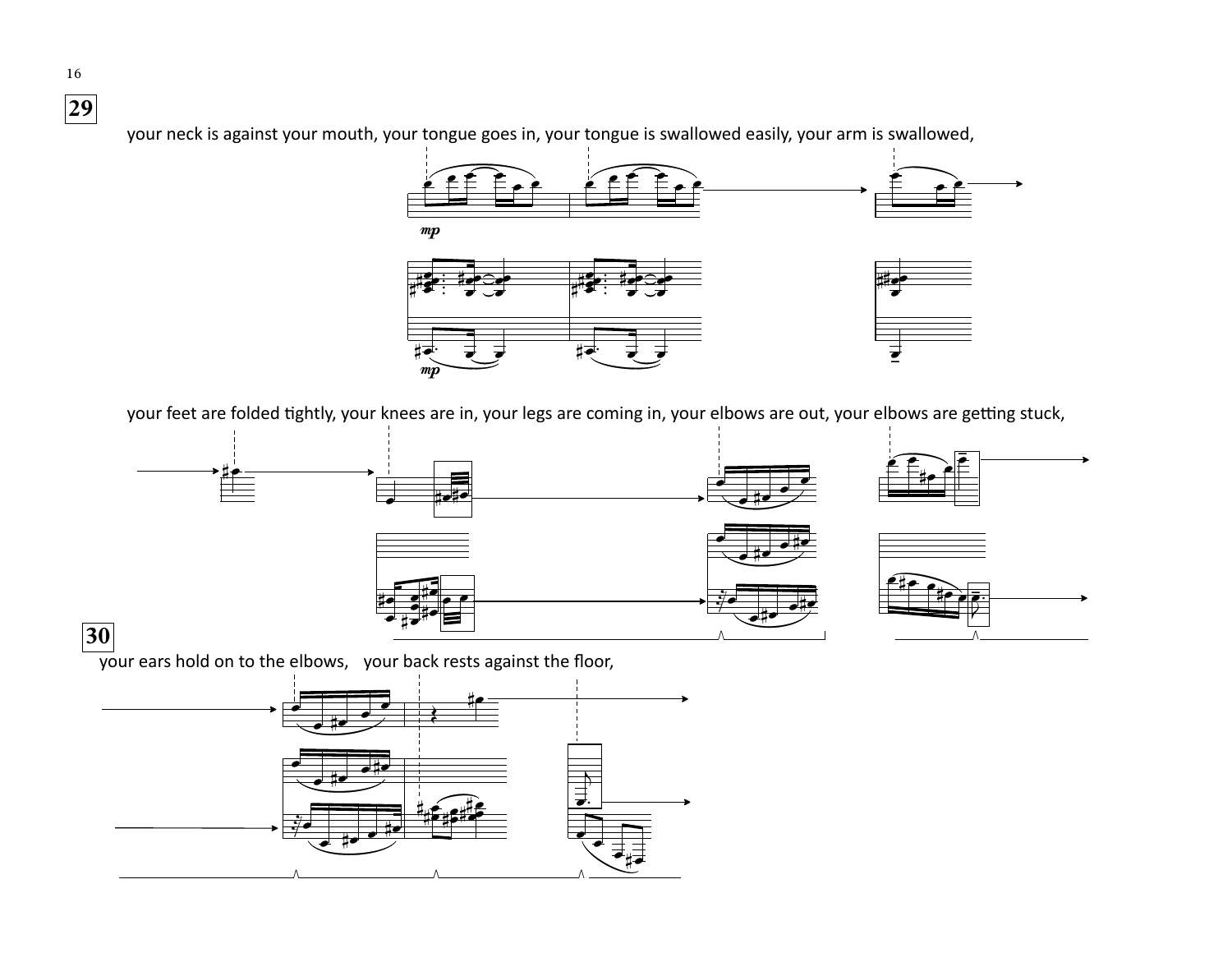**29**

your neck is against your mouth, your tongue goes in, your tongue is swallowed easily, your arm is swallowed,

*mp*

*mp*

your feet are folded tightly, your knees are in, your legs are coming in, your elbows are out, your elbows are getting stuck,

**30**

your ears hold on to the elbows, your back rests against the floor,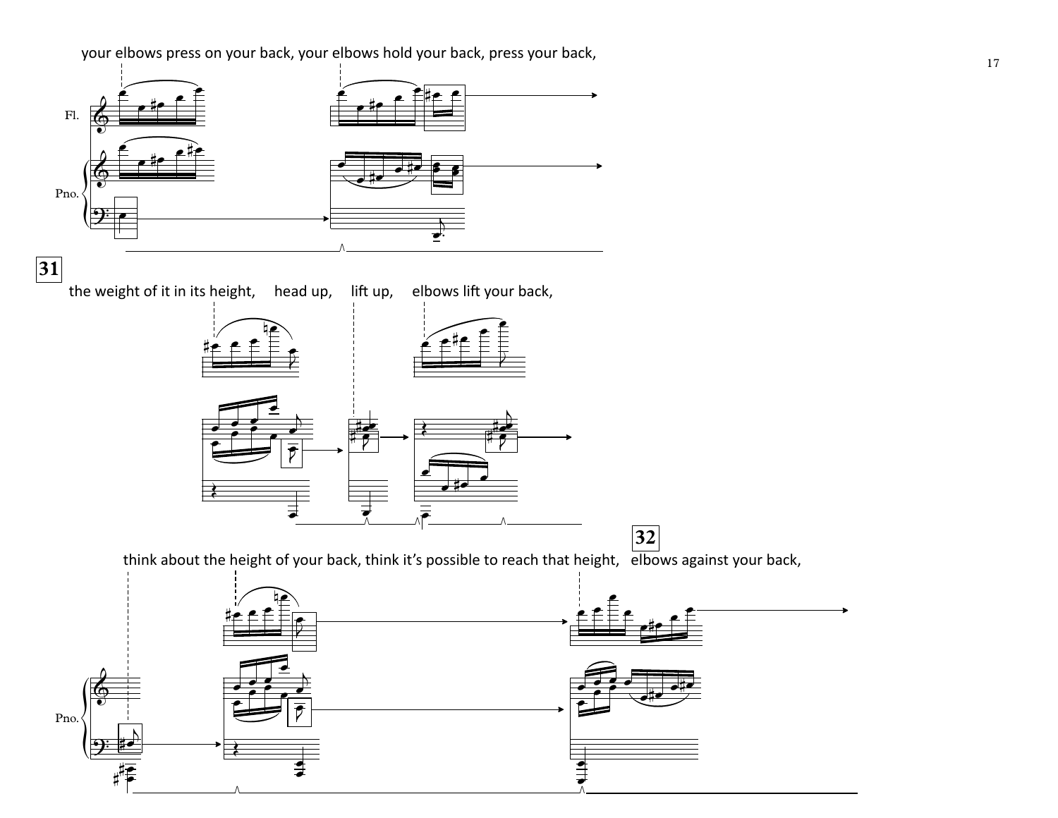your elbows press on your back, your elbows hold your back, press your back,

Fl.

Pno.

**31**

the weight of it in its height, head up, lift up, elbows lift your back,

**32**

think about the height of your back, think it's possible to reach that height, elbows against your back,

Pno.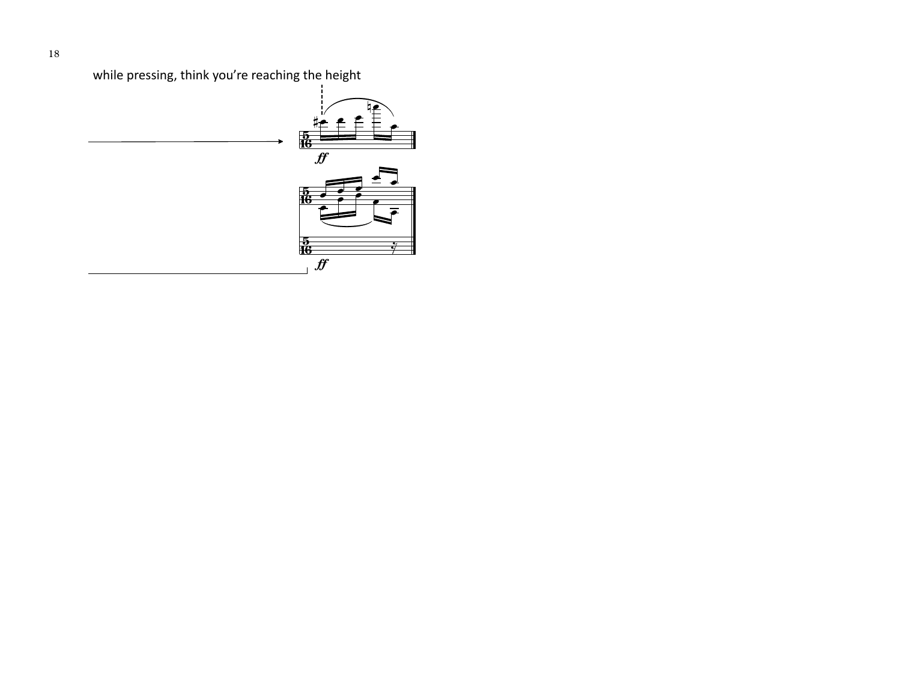while pressing, think you're reaching the height